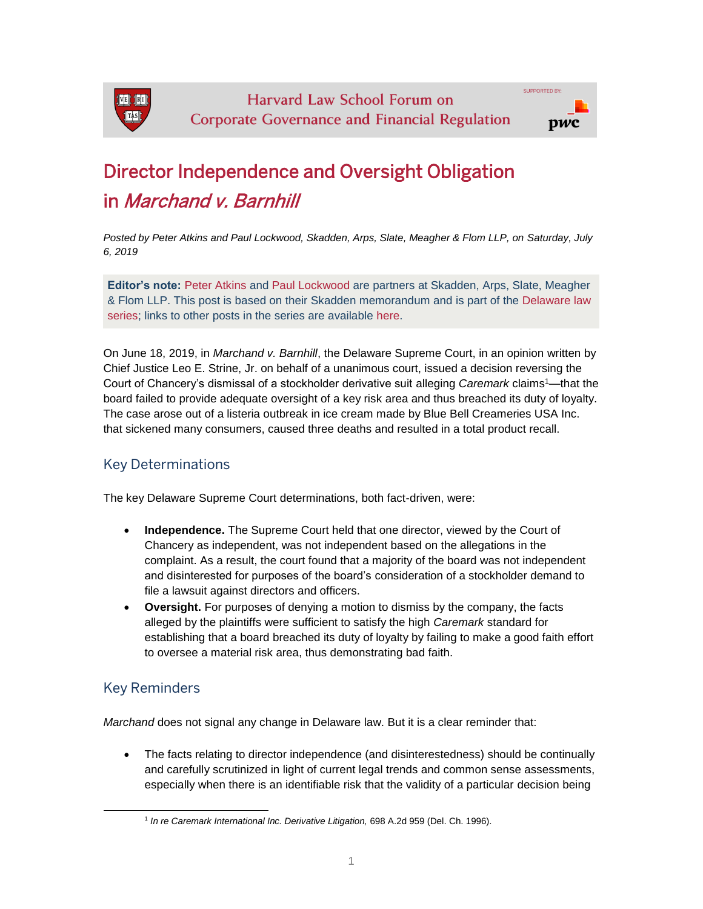# Director Independence and Oversight Obligation in *Marchand v. Barnhill*

*Posted by Peter Atkins and Paul Lockwood, Skadden, Arps, Slate, Meagher & Flom LLP, on Saturday, July 6, 2019*

**Editor's note:** Peter Atkins and Paul Lockwood are partners at Skadden, Arps, Slate, Meagher & Flom LLP. This post is based on their Skadden memorandum and is part of the Delaware law series; links to other posts in the series are available here.

On June 18, 2019, in *Marchand v. Barnhill*, the Delaware Supreme Court, in an opinion written by Chief Justice Leo E. Strine, Jr. on behalf of a unanimous court, issued a decision reversing the Court of Chancery's dismissal of a stockholder derivative suit alleging *Caremark* claims[1]—that the board failed to provide adequate oversight of a key risk area and thus breached its duty of loyalty. The case arose out of a listeria outbreak in ice cream made by Blue Bell Creameries USA Inc. that sickened many consumers, caused three deaths and resulted in a total product recall.

## Key Determinations

The key Delaware Supreme Court determinations, both fact-driven, were:

- **Independence.** The Supreme Court held that one director, viewed by the Court of Chancery as independent, was not independent based on the allegations in the complaint. As a result, the court found that a majority of the board was not independent and disinterested for purposes of the board's consideration of a stockholder demand to file a lawsuit against directors and officers.
- **Oversight.** For purposes of denying a motion to dismiss by the company, the facts alleged by the plaintiffs were sufficient to satisfy the high *Caremark* standard for establishing that a board breached its duty of loyalty by failing to make a good faith effort to oversee a material risk area, thus demonstrating bad faith.

## Key Reminders

*Marchand* does not signal any change in Delaware law. But it is a clear reminder that:

- The facts relating to director independence (and disinterestedness) should be continually and carefully scrutinized in light of current legal trends and common sense assessments, especially when there is an identifiable risk that the validity of a particular decision being

---

[1] *In re Caremark International Inc. Derivative Litigation,* 698 A.2d 959 (Del. Ch. 1996).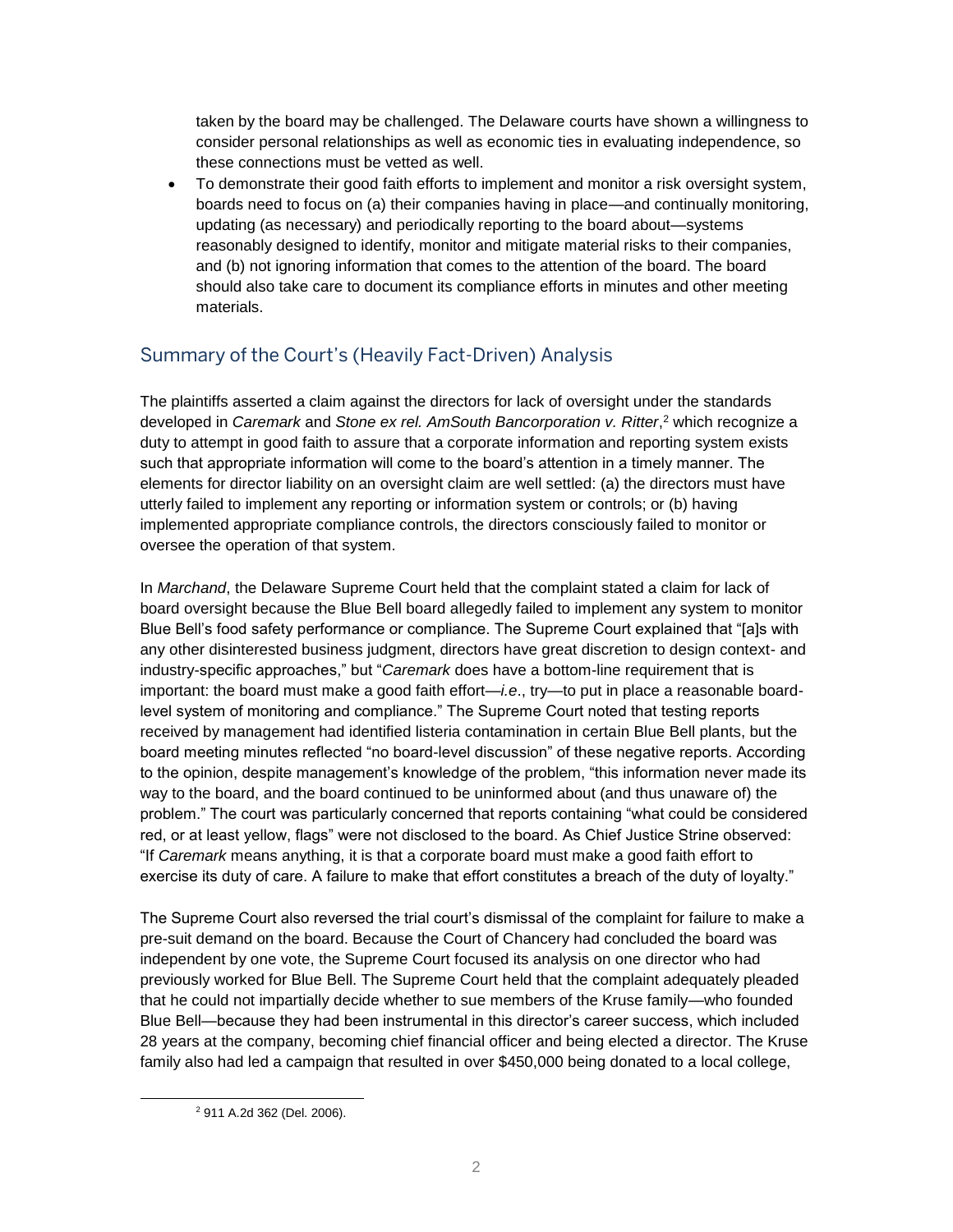taken by the board may be challenged. The Delaware courts have shown a willingness to consider personal relationships as well as economic ties in evaluating independence, so these connections must be vetted as well.

- To demonstrate their good faith efforts to implement and monitor a risk oversight system, boards need to focus on (a) their companies having in place—and continually monitoring, updating (as necessary) and periodically reporting to the board about—systems reasonably designed to identify, monitor and mitigate material risks to their companies, and (b) not ignoring information that comes to the attention of the board. The board should also take care to document its compliance efforts in minutes and other meeting materials.

## Summary of the Court's (Heavily Fact-Driven) Analysis

The plaintiffs asserted a claim against the directors for lack of oversight under the standards developed in *Caremark* and *Stone ex rel. AmSouth Bancorporation v. Ritter*,[2] which recognize a duty to attempt in good faith to assure that a corporate information and reporting system exists such that appropriate information will come to the board's attention in a timely manner. The elements for director liability on an oversight claim are well settled: (a) the directors must have utterly failed to implement any reporting or information system or controls; or (b) having implemented appropriate compliance controls, the directors consciously failed to monitor or oversee the operation of that system.

In *Marchand*, the Delaware Supreme Court held that the complaint stated a claim for lack of board oversight because the Blue Bell board allegedly failed to implement any system to monitor Blue Bell's food safety performance or compliance. The Supreme Court explained that "[a]s with any other disinterested business judgment, directors have great discretion to design context- and industry-specific approaches," but "*Caremark* does have a bottom-line requirement that is important: the board must make a good faith effort—*i.e*., try—to put in place a reasonable board-level system of monitoring and compliance." The Supreme Court noted that testing reports received by management had identified listeria contamination in certain Blue Bell plants, but the board meeting minutes reflected "no board-level discussion" of these negative reports. According to the opinion, despite management's knowledge of the problem, "this information never made its way to the board, and the board continued to be uninformed about (and thus unaware of) the problem." The court was particularly concerned that reports containing "what could be considered red, or at least yellow, flags" were not disclosed to the board. As Chief Justice Strine observed: "If *Caremark* means anything, it is that a corporate board must make a good faith effort to exercise its duty of care. A failure to make that effort constitutes a breach of the duty of loyalty."

The Supreme Court also reversed the trial court's dismissal of the complaint for failure to make a pre-suit demand on the board. Because the Court of Chancery had concluded the board was independent by one vote, the Supreme Court focused its analysis on one director who had previously worked for Blue Bell. The Supreme Court held that the complaint adequately pleaded that he could not impartially decide whether to sue members of the Kruse family—who founded Blue Bell—because they had been instrumental in this director's career success, which included 28 years at the company, becoming chief financial officer and being elected a director. The Kruse family also had led a campaign that resulted in over $450,000 being donated to a local college,

[2] 911 A.2d 362 (Del. 2006).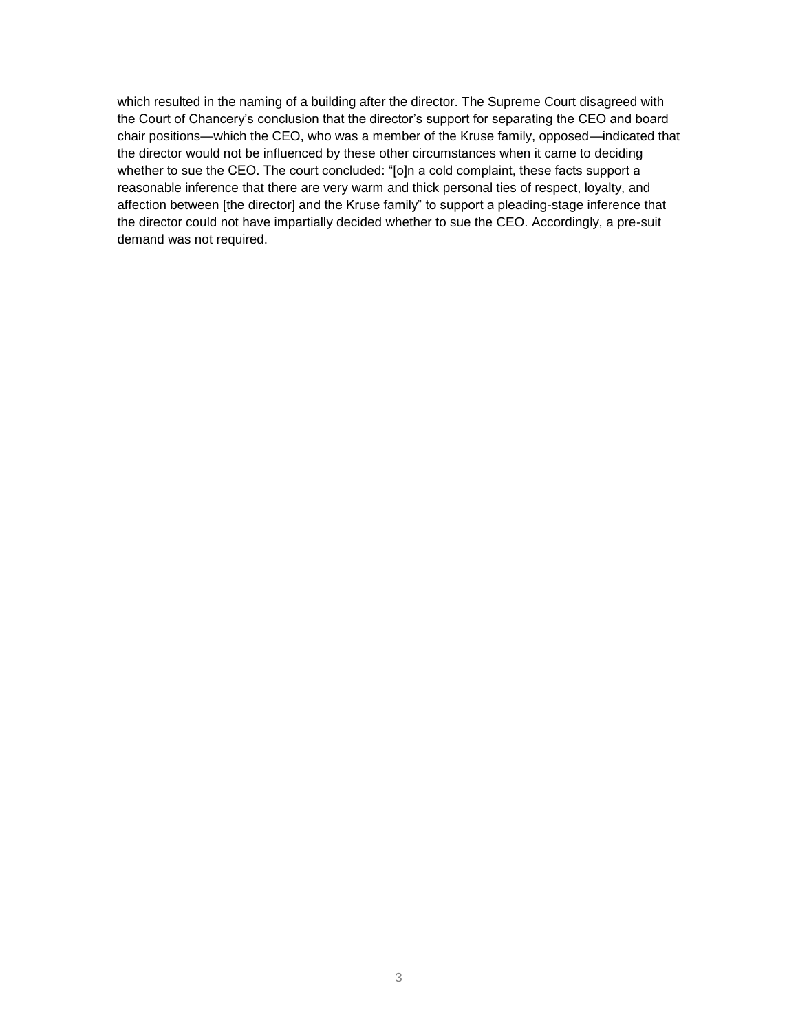which resulted in the naming of a building after the director. The Supreme Court disagreed with the Court of Chancery's conclusion that the director's support for separating the CEO and board chair positions—which the CEO, who was a member of the Kruse family, opposed—indicated that the director would not be influenced by these other circumstances when it came to deciding whether to sue the CEO. The court concluded: "[o]n a cold complaint, these facts support a reasonable inference that there are very warm and thick personal ties of respect, loyalty, and affection between [the director] and the Kruse family" to support a pleading-stage inference that the director could not have impartially decided whether to sue the CEO. Accordingly, a pre-suit demand was not required.